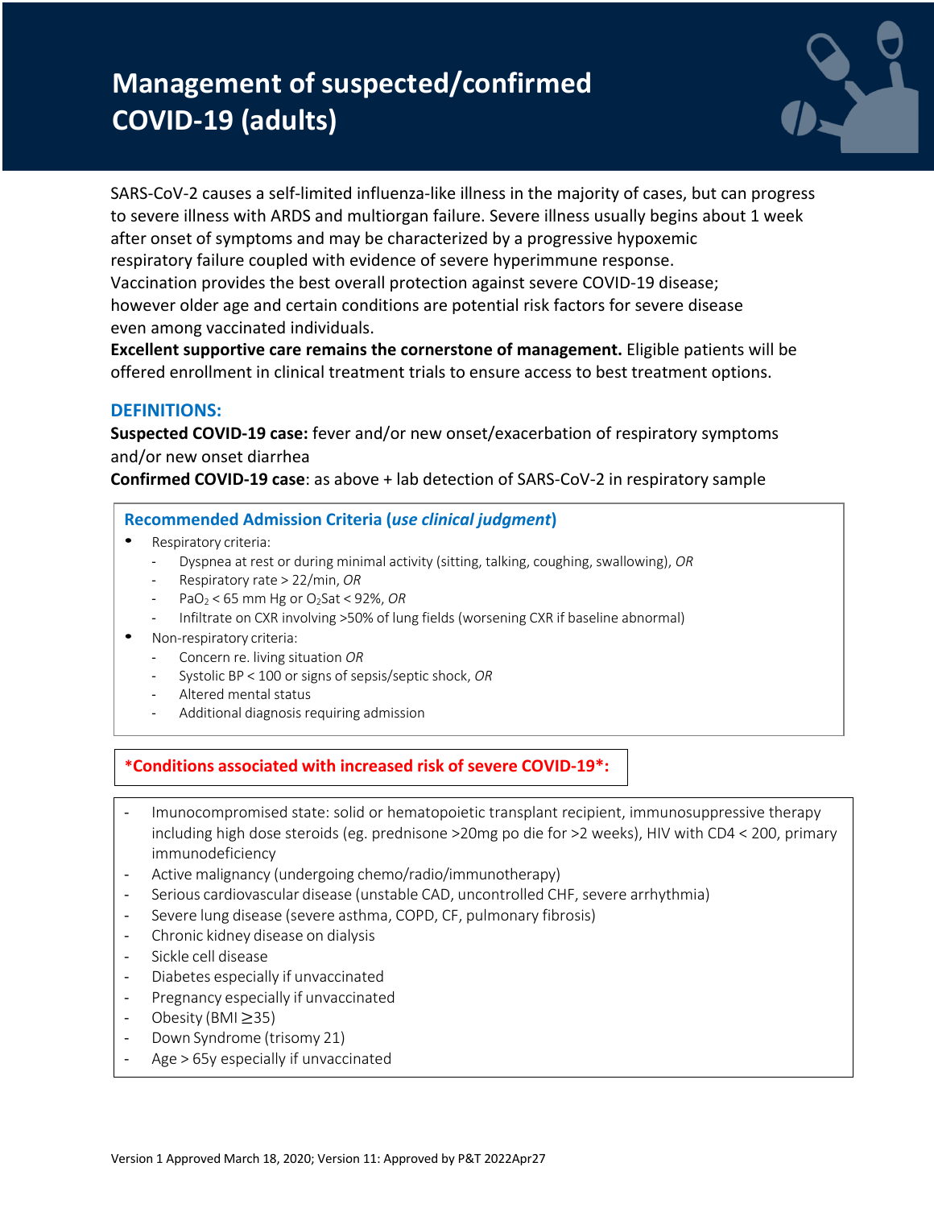# Management of suspected/confirmed COVID-19 (adults)

SARS-CoV-2 causes a self-limited influenza-like illness in the majority of cases, but can progress to severe illness with ARDS and multiorgan failure. Severe illness usually begins about 1 week after onset of symptoms and may be characterized by a progressive hypoxemic respiratory failure coupled with evidence of severe hyperimmune response. Vaccination provides the best overall protection against severe COVID-19 disease; however older age and certain conditions are potential risk factors for severe disease even among vaccinated individuals.

**Excellent supportive care remains the cornerstone of management.** Eligible patients will be offered enrollment in clinical treatment trials to ensure access to best treatment options.

## DEFINITIONS:

**Suspected COVID-19 case:** fever and/or new onset/exacerbation of respiratory symptoms and/or new onset diarrhea

**Confirmed COVID-19 case**: as above + lab detection of SARS-CoV-2 in respiratory sample

### Recommended Admission Criteria (*use clinical judgment*)

- Respiratory criteria:
  - Dyspnea at rest or during minimal activity (sitting, talking, coughing, swallowing), *OR*
  - Respiratory rate > 22/min, *OR*
  - $PaO_2$ < 65 mm Hg or $O_2$Sat < 92%, *OR*
  - Infiltrate on CXR involving >50% of lung fields (worsening CXR if baseline abnormal)
- Non-respiratory criteria:
  - Concern re. living situation *OR*
  - Systolic BP < 100 or signs of sepsis/septic shock, *OR*
  - Altered mental status
  - Additional diagnosis requiring admission

### *Conditions associated with increased risk of severe COVID-19*:

- Imunocompromised state: solid or hematopoietic transplant recipient, immunosuppressive therapy including high dose steroids (eg. prednisone >20mg po die for >2 weeks), HIV with CD4 < 200, primary immunodeficiency
- Active malignancy (undergoing chemo/radio/immunotherapy)
- Serious cardiovascular disease (unstable CAD, uncontrolled CHF, severe arrhythmia)
- Severe lung disease (severe asthma, COPD, CF, pulmonary fibrosis)
- Chronic kidney disease on dialysis
- Sickle cell disease
- Diabetes especially if unvaccinated
- Pregnancy especially if unvaccinated
- Obesity (BMI ≥35)
- Down Syndrome (trisomy 21)
- Age > 65y especially if unvaccinated

Version 1 Approved March 18, 2020; Version 11: Approved by P&T 2022Apr27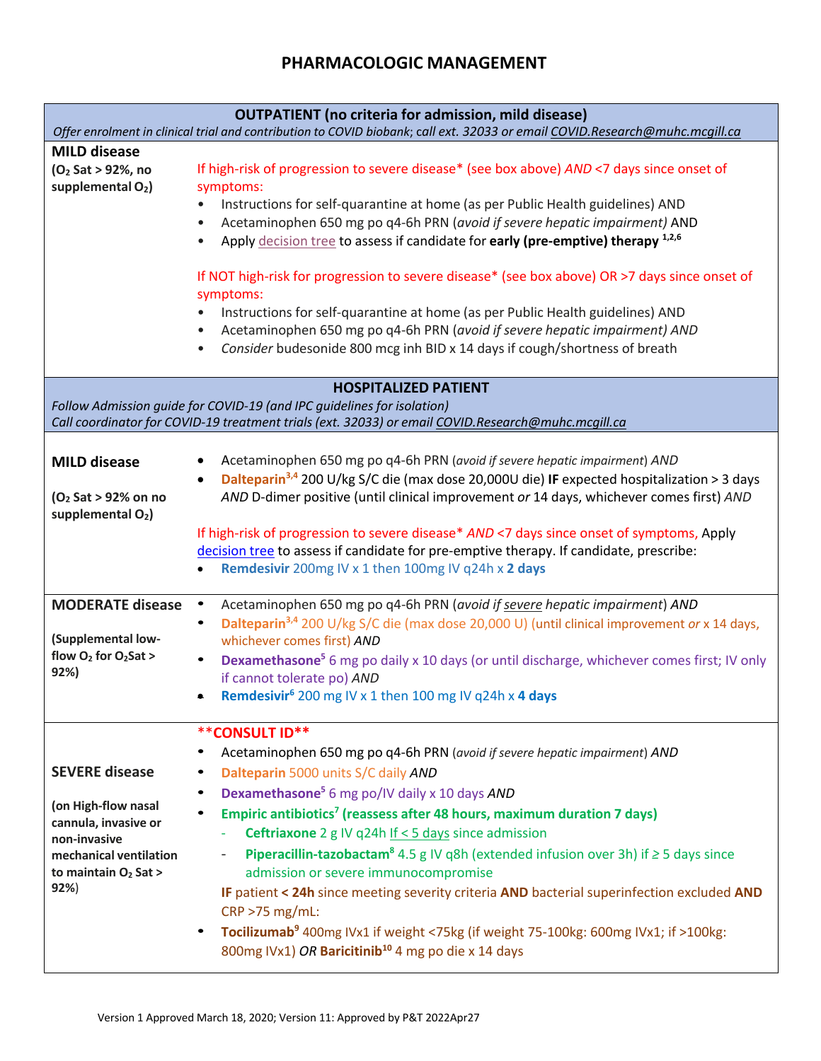# PHARMACOLOGIC MANAGEMENT

| **OUTPATIENT (no criteria for admission, mild disease)** *Offer enrolment in clinical trial and contribution to COVID biobank; call ext. 32033 or email COVID.Research@muhc.mcgill.ca* | |
|---|---|
| **MILD disease** **($O_2$ Sat > 92%, no supplemental $O_2$)** | If high-risk of progression to severe disease* (see box above) *AND* <7 days since onset of symptoms: <br>• Instructions for self-quarantine at home (as per Public Health guidelines) AND <br>• Acetaminophen 650 mg po q4-6h PRN (*avoid if severe hepatic impairment)* AND <br>• Apply decision tree to assess if candidate for **early (pre-emptive) therapy** [1,2,6] <br><br>If NOT high-risk for progression to severe disease* (see box above) OR >7 days since onset of symptoms: <br>• Instructions for self-quarantine at home (as per Public Health guidelines) AND <br>• Acetaminophen 650 mg po q4-6h PRN (*avoid if severe hepatic impairment) AND* <br>• *Consider* budesonide 800 mcg inh BID x 14 days if cough/shortness of breath |
| **HOSPITALIZED PATIENT** *Follow Admission guide for COVID-19 (and IPC guidelines for isolation)* *Call coordinator for COVID-19 treatment trials (ext. 32033) or email COVID.Research@muhc.mcgill.ca* | |
| **MILD disease** **($O_2$ Sat > 92% on no supplemental $O_2$)** | • Acetaminophen 650 mg po q4-6h PRN (*avoid if severe hepatic impairment*) *AND* <br>• **Dalteparin**[3,4] 200 U/kg S/C die (max dose 20,000U die) **IF** expected hospitalization > 3 days *AND* D-dimer positive (until clinical improvement *or* 14 days, whichever comes first) *AND* <br><br>If high-risk of progression to severe disease* *AND* <7 days since onset of symptoms, Apply decision tree to assess if candidate for pre-emptive therapy. If candidate, prescribe: <br>• **Remdesivir** 200mg IV x 1 then 100mg IV q24h x **2 days** |
| **MODERATE disease** **(Supplemental low-flow $O_2$ for $O_2$Sat > 92%)** | • Acetaminophen 650 mg po q4-6h PRN (*avoid if severe hepatic impairment*) *AND* <br>• **Dalteparin**[3,4] 200 U/kg S/C die (max dose 20,000 U) (until clinical improvement *or* x 14 days, whichever comes first) *AND* <br>• **Dexamethasone**[5] 6 mg po daily x 10 days (or until discharge, whichever comes first; IV only if cannot tolerate po) *AND* <br>• **Remdesivir**[6] 200 mg IV x 1 then 100 mg IV q24h x **4 days** |
| **SEVERE disease** **(on High-flow nasal cannula, invasive or non-invasive mechanical ventilation to maintain $O_2$ Sat > 92%)** | **\*\*CONSULT ID\*\*** <br>• Acetaminophen 650 mg po q4-6h PRN (*avoid if severe hepatic impairment*) *AND* <br>• **Dalteparin** 5000 units S/C daily *AND* <br>• **Dexamethasone**[5] 6 mg po/IV daily x 10 days *AND* <br>• **Empiric antibiotics**[7] **(reassess after 48 hours, maximum duration 7 days)** <br>  - **Ceftriaxone** 2 g IV q24h If < 5 days since admission <br>  - **Piperacillin-tazobactam**[8] 4.5 g IV q8h (extended infusion over 3h) if ≥ 5 days since admission or severe immunocompromise <br>**IF** patient **< 24h** since meeting severity criteria **AND** bacterial superinfection excluded **AND** CRP >75 mg/mL: <br>• **Tocilizumab**[9] 400mg IVx1 if weight <75kg (if weight 75-100kg: 600mg IVx1; if >100kg: 800mg IVx1) *OR* **Baricitinib**[10] 4 mg po die x 14 days |

Version 1 Approved March 18, 2020; Version 11: Approved by P&T 2022Apr27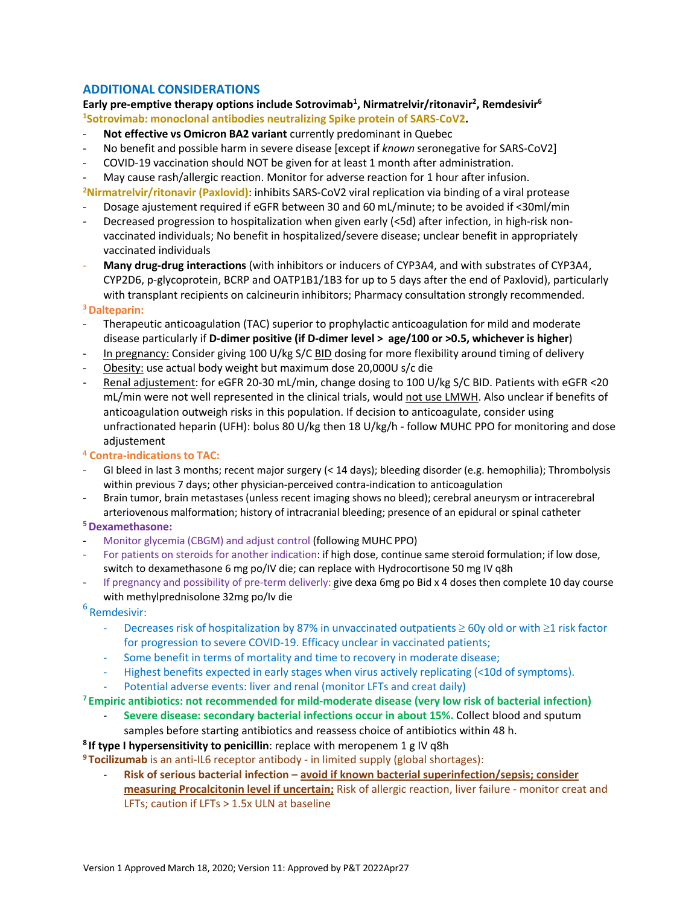## ADDITIONAL CONSIDERATIONS

**Early pre-emptive therapy options include Sotrovimab[1], Nirmatrelvir/ritonavir[2], Remdesivir[6]**

**[1]Sotrovimab: monoclonal antibodies neutralizing Spike protein of SARS-CoV2.**

- **Not effective vs Omicron BA2 variant** currently predominant in Quebec
- No benefit and possible harm in severe disease [except if *known* seronegative for SARS-CoV2]
- COVID-19 vaccination should NOT be given for at least 1 month after administration.
- May cause rash/allergic reaction. Monitor for adverse reaction for 1 hour after infusion.

**[2]Nirmatrelvir/ritonavir (Paxlovid)**: inhibits SARS-CoV2 viral replication via binding of a viral protease

- Dosage ajustement required if eGFR between 30 and 60 mL/minute; to be avoided if <30ml/min
- Decreased progression to hospitalization when given early (<5d) after infection, in high-risk non-vaccinated individuals; No benefit in hospitalized/severe disease; unclear benefit in appropriately vaccinated individuals
- **Many drug-drug interactions** (with inhibitors or inducers of CYP3A4, and with substrates of CYP3A4, CYP2D6, p-glycoprotein, BCRP and OATP1B1/1B3 for up to 5 days after the end of Paxlovid), particularly with transplant recipients on calcineurin inhibitors; Pharmacy consultation strongly recommended.

**[3] Dalteparin:**

- Therapeutic anticoagulation (TAC) superior to prophylactic anticoagulation for mild and moderate disease particularly if **D-dimer positive (if D-dimer level > age/100 or >0.5, whichever is higher**)
- In pregnancy: Consider giving 100 U/kg S/C BID dosing for more flexibility around timing of delivery
- Obesity: use actual body weight but maximum dose 20,000U s/c die
- Renal adjustement: for eGFR 20-30 mL/min, change dosing to 100 U/kg S/C BID. Patients with eGFR <20 mL/min were not well represented in the clinical trials, would not use LMWH. Also unclear if benefits of anticoagulation outweigh risks in this population. If decision to anticoagulate, consider using unfractionated heparin (UFH): bolus 80 U/kg then 18 U/kg/h - follow MUHC PPO for monitoring and dose adjustement

**[4] Contra-indications to TAC:**

- GI bleed in last 3 months; recent major surgery (< 14 days); bleeding disorder (e.g. hemophilia); Thrombolysis within previous 7 days; other physician-perceived contra-indication to anticoagulation
- Brain tumor, brain metastases (unless recent imaging shows no bleed); cerebral aneurysm or intracerebral arteriovenous malformation; history of intracranial bleeding; presence of an epidural or spinal catheter

**[5] Dexamethasone:**

- Monitor glycemia (CBGM) and adjust control (following MUHC PPO)
- For patients on steroids for another indication: if high dose, continue same steroid formulation; if low dose, switch to dexamethasone 6 mg po/IV die; can replace with Hydrocortisone 50 mg IV q8h
- If pregnancy and possibility of pre-term deliverly: give dexa 6mg po Bid x 4 doses then complete 10 day course with methylprednisolone 32mg po/Iv die

[6] Remdesivir:

- Decreases risk of hospitalization by 87% in unvaccinated outpatients ≥ 60y old or with ≥1 risk factor for progression to severe COVID-19. Efficacy unclear in vaccinated patients;
- Some benefit in terms of mortality and time to recovery in moderate disease;
- Highest benefits expected in early stages when virus actively replicating (<10d of symptoms).
- Potential adverse events: liver and renal (monitor LFTs and creat daily)

**[7] Empiric antibiotics: not recommended for mild-moderate disease (very low risk of bacterial infection)**

- **Severe disease: secondary bacterial infections occur in about 15%.** Collect blood and sputum samples before starting antibiotics and reassess choice of antibiotics within 48 h.

**[8] If type I hypersensitivity to penicillin**: replace with meropenem 1 g IV q8h

**[9] Tocilizumab** is an anti-IL6 receptor antibody - in limited supply (global shortages):

- **Risk of serious bacterial infection – avoid if known bacterial superinfection/sepsis; consider measuring Procalcitonin level if uncertain;** Risk of allergic reaction, liver failure - monitor creat and LFTs; caution if LFTs > 1.5x ULN at baseline

Version 1 Approved March 18, 2020; Version 11: Approved by P&T 2022Apr27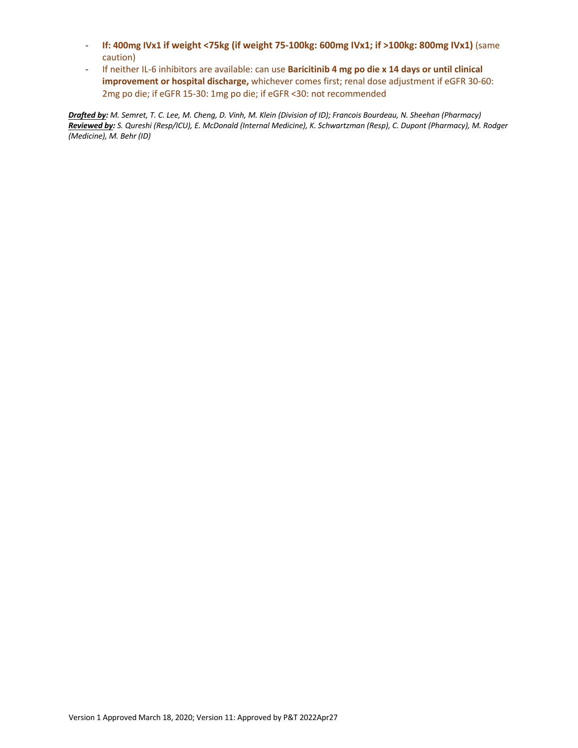- **If: 400mg IVx1 if weight <75kg (if weight 75-100kg: 600mg IVx1; if >100kg: 800mg IVx1)** (same caution)
- If neither IL-6 inhibitors are available: can use **Baricitinib 4 mg po die x 14 days or until clinical improvement or hospital discharge,** whichever comes first; renal dose adjustment if eGFR 30-60: 2mg po die; if eGFR 15-30: 1mg po die; if eGFR <30: not recommended

***Drafted by:*** *M. Semret, T. C. Lee, M. Cheng, D. Vinh, M. Klein (Division of ID); Francois Bourdeau, N. Sheehan (Pharmacy)*
***Reviewed by:*** *S. Qureshi (Resp/ICU), E. McDonald (Internal Medicine), K. Schwartzman (Resp), C. Dupont (Pharmacy), M. Rodger (Medicine), M. Behr (ID)*

Version 1 Approved March 18, 2020; Version 11: Approved by P&T 2022Apr27